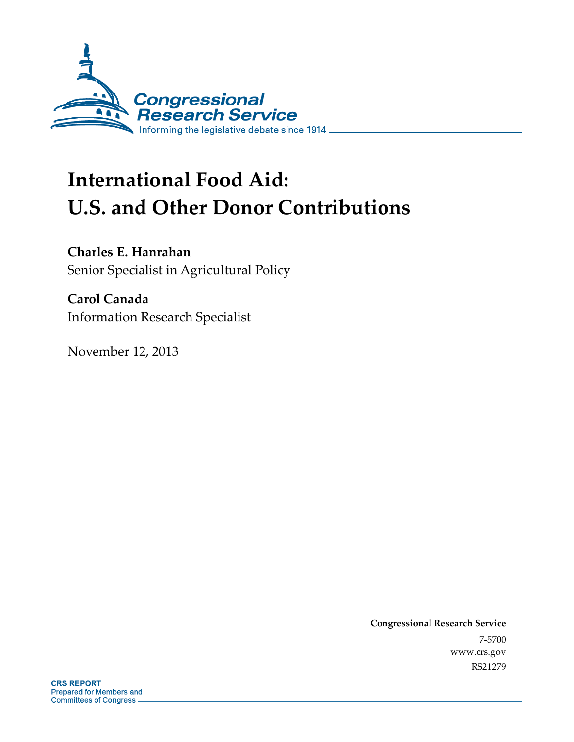# International Food Aid: U.S. and Other Donor Contributions

**Charles E. Hanrahan**
Senior Specialist in Agricultural Policy

**Carol Canada**
Information Research Specialist

November 12, 2013

**Congressional Research Service**
7-5700
www.crs.gov
RS21279

**CRS REPORT**
Prepared for Members and
Committees of Congress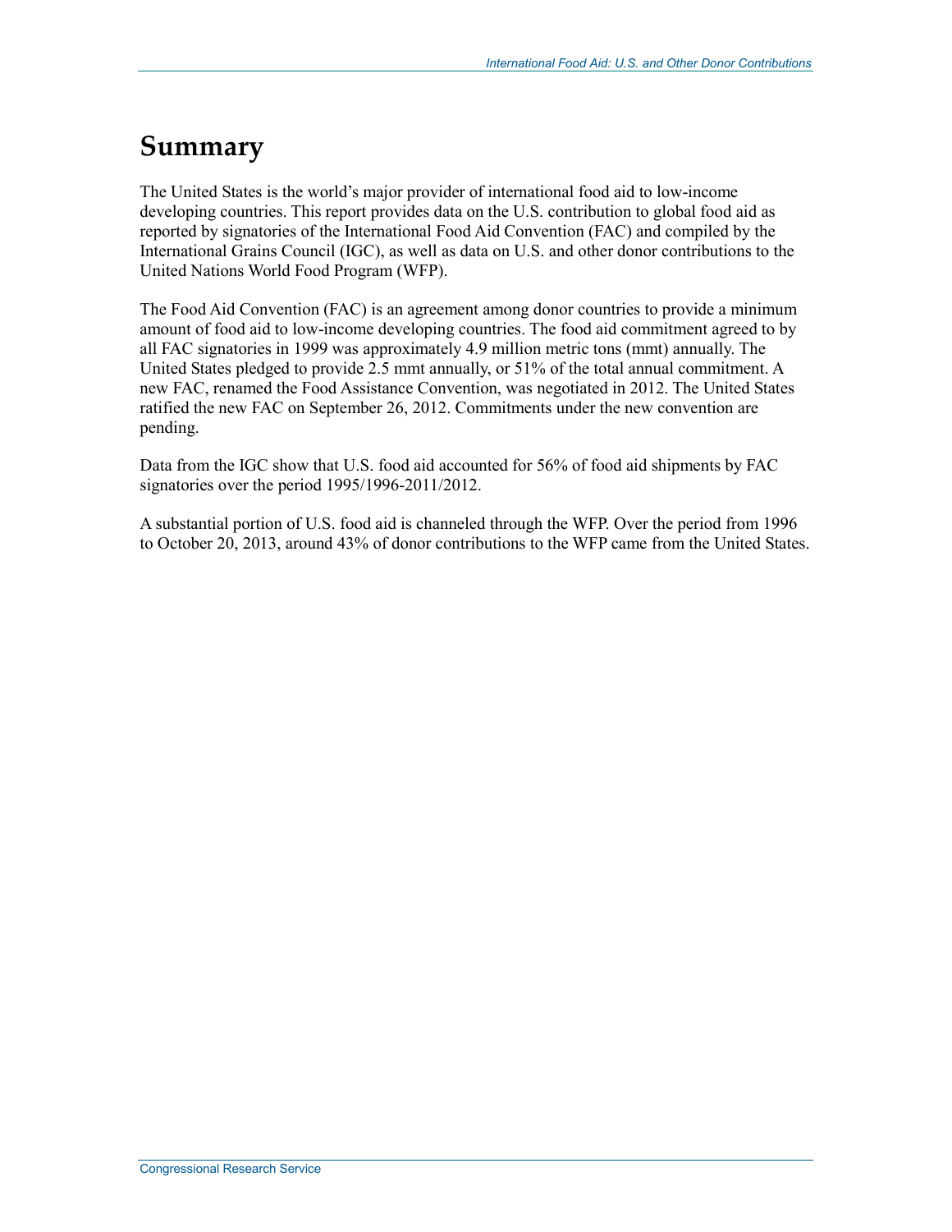# Summary

The United States is the world's major provider of international food aid to low-income developing countries. This report provides data on the U.S. contribution to global food aid as reported by signatories of the International Food Aid Convention (FAC) and compiled by the International Grains Council (IGC), as well as data on U.S. and other donor contributions to the United Nations World Food Program (WFP).

The Food Aid Convention (FAC) is an agreement among donor countries to provide a minimum amount of food aid to low-income developing countries. The food aid commitment agreed to by all FAC signatories in 1999 was approximately 4.9 million metric tons (mmt) annually. The United States pledged to provide 2.5 mmt annually, or 51% of the total annual commitment. A new FAC, renamed the Food Assistance Convention, was negotiated in 2012. The United States ratified the new FAC on September 26, 2012. Commitments under the new convention are pending.

Data from the IGC show that U.S. food aid accounted for 56% of food aid shipments by FAC signatories over the period 1995/1996-2011/2012.

A substantial portion of U.S. food aid is channeled through the WFP. Over the period from 1996 to October 20, 2013, around 43% of donor contributions to the WFP came from the United States.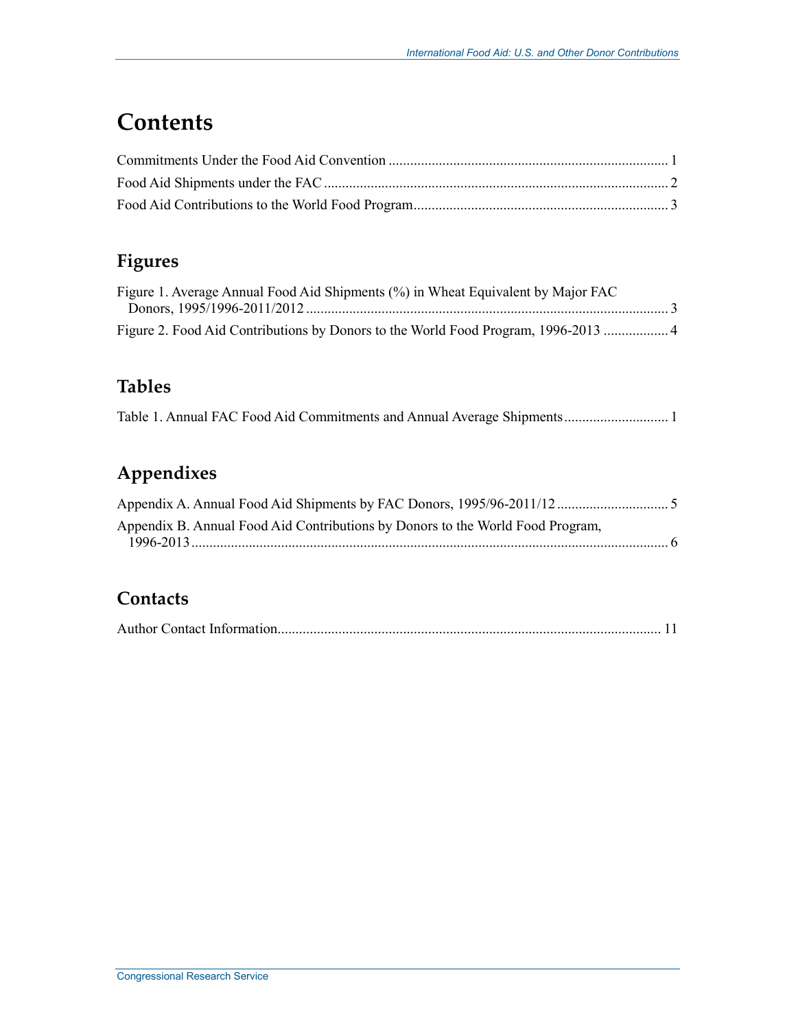# Contents

Commitments Under the Food Aid Convention ............................................................................. 1
Food Aid Shipments under the FAC ............................................................................................... 2
Food Aid Contributions to the World Food Program...................................................................... 3

## Figures

Figure 1. Average Annual Food Aid Shipments (%) in Wheat Equivalent by Major FAC Donors, 1995/1996-2011/2012 .................................................................................................... 3
Figure 2. Food Aid Contributions by Donors to the World Food Program, 1996-2013 .................. 4

## Tables

Table 1. Annual FAC Food Aid Commitments and Annual Average Shipments............................. 1

## Appendixes

Appendix A. Annual Food Aid Shipments by FAC Donors, 1995/96-2011/12 ............................... 5
Appendix B. Annual Food Aid Contributions by Donors to the World Food Program, 1996-2013 .................................................................................................................................... 6

## Contacts

Author Contact Information.......................................................................................................... 11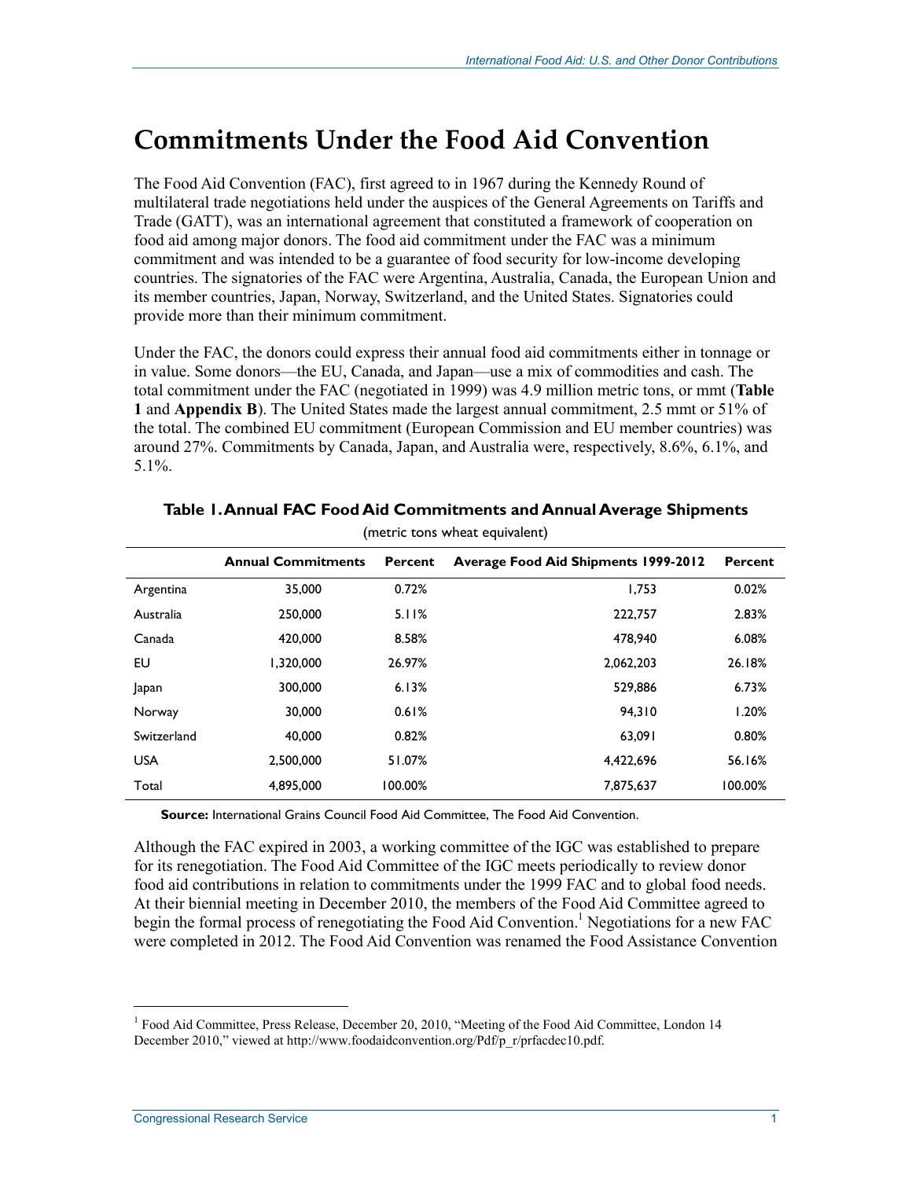# Commitments Under the Food Aid Convention

The Food Aid Convention (FAC), first agreed to in 1967 during the Kennedy Round of multilateral trade negotiations held under the auspices of the General Agreements on Tariffs and Trade (GATT), was an international agreement that constituted a framework of cooperation on food aid among major donors. The food aid commitment under the FAC was a minimum commitment and was intended to be a guarantee of food security for low-income developing countries. The signatories of the FAC were Argentina, Australia, Canada, the European Union and its member countries, Japan, Norway, Switzerland, and the United States. Signatories could provide more than their minimum commitment.

Under the FAC, the donors could express their annual food aid commitments either in tonnage or in value. Some donors—the EU, Canada, and Japan—use a mix of commodities and cash. The total commitment under the FAC (negotiated in 1999) was 4.9 million metric tons, or mmt (**Table 1** and **Appendix B**). The United States made the largest annual commitment, 2.5 mmt or 51% of the total. The combined EU commitment (European Commission and EU member countries) was around 27%. Commitments by Canada, Japan, and Australia were, respectively, 8.6%, 6.1%, and 5.1%.

**Table 1. Annual FAC Food Aid Commitments and Annual Average Shipments**

(metric tons wheat equivalent)

| | Annual Commitments | Percent | Average Food Aid Shipments 1999-2012 | Percent |
|---|---|---|---|---|
| Argentina | 35,000 | 0.72% | 1,753 | 0.02% |
| Australia | 250,000 | 5.11% | 222,757 | 2.83% |
| Canada | 420,000 | 8.58% | 478,940 | 6.08% |
| EU | 1,320,000 | 26.97% | 2,062,203 | 26.18% |
| Japan | 300,000 | 6.13% | 529,886 | 6.73% |
| Norway | 30,000 | 0.61% | 94,310 | 1.20% |
| Switzerland | 40,000 | 0.82% | 63,091 | 0.80% |
| USA | 2,500,000 | 51.07% | 4,422,696 | 56.16% |
| Total | 4,895,000 | 100.00% | 7,875,637 | 100.00% |

**Source:** International Grains Council Food Aid Committee, The Food Aid Convention.

Although the FAC expired in 2003, a working committee of the IGC was established to prepare for its renegotiation. The Food Aid Committee of the IGC meets periodically to review donor food aid contributions in relation to commitments under the 1999 FAC and to global food needs. At their biennial meeting in December 2010, the members of the Food Aid Committee agreed to begin the formal process of renegotiating the Food Aid Convention.[1] Negotiations for a new FAC were completed in 2012. The Food Aid Convention was renamed the Food Assistance Convention

[1] Food Aid Committee, Press Release, December 20, 2010, "Meeting of the Food Aid Committee, London 14 December 2010," viewed at http://www.foodaidconvention.org/Pdf/p_r/prfacdec10.pdf.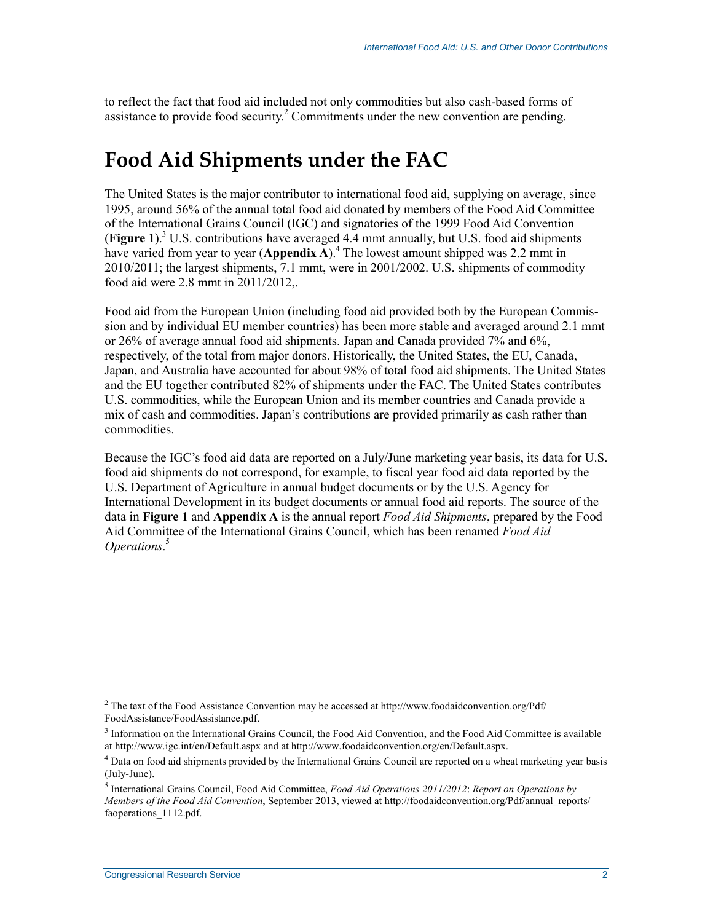to reflect the fact that food aid included not only commodities but also cash-based forms of assistance to provide food security.[2] Commitments under the new convention are pending.

## Food Aid Shipments under the FAC

The United States is the major contributor to international food aid, supplying on average, since 1995, around 56% of the annual total food aid donated by members of the Food Aid Committee of the International Grains Council (IGC) and signatories of the 1999 Food Aid Convention (**Figure 1**).[3] U.S. contributions have averaged 4.4 mmt annually, but U.S. food aid shipments have varied from year to year (**Appendix A**).[4] The lowest amount shipped was 2.2 mmt in 2010/2011; the largest shipments, 7.1 mmt, were in 2001/2002. U.S. shipments of commodity food aid were 2.8 mmt in 2011/2012,.

Food aid from the European Union (including food aid provided both by the European Commission and by individual EU member countries) has been more stable and averaged around 2.1 mmt or 26% of average annual food aid shipments. Japan and Canada provided 7% and 6%, respectively, of the total from major donors. Historically, the United States, the EU, Canada, Japan, and Australia have accounted for about 98% of total food aid shipments. The United States and the EU together contributed 82% of shipments under the FAC. The United States contributes U.S. commodities, while the European Union and its member countries and Canada provide a mix of cash and commodities. Japan's contributions are provided primarily as cash rather than commodities.

Because the IGC's food aid data are reported on a July/June marketing year basis, its data for U.S. food aid shipments do not correspond, for example, to fiscal year food aid data reported by the U.S. Department of Agriculture in annual budget documents or by the U.S. Agency for International Development in its budget documents or annual food aid reports. The source of the data in **Figure 1** and **Appendix A** is the annual report *Food Aid Shipments*, prepared by the Food Aid Committee of the International Grains Council, which has been renamed *Food Aid Operations*.[5]

---

[2] The text of the Food Assistance Convention may be accessed at http://www.foodaidconvention.org/Pdf/FoodAssistance/FoodAssistance.pdf.

[3] Information on the International Grains Council, the Food Aid Convention, and the Food Aid Committee is available at http://www.igc.int/en/Default.aspx and at http://www.foodaidconvention.org/en/Default.aspx.

[4] Data on food aid shipments provided by the International Grains Council are reported on a wheat marketing year basis (July-June).

[5] International Grains Council, Food Aid Committee, *Food Aid Operations 2011/2012*: *Report on Operations by Members of the Food Aid Convention*, September 2013, viewed at http://foodaidconvention.org/Pdf/annual_reports/faoperations_1112.pdf.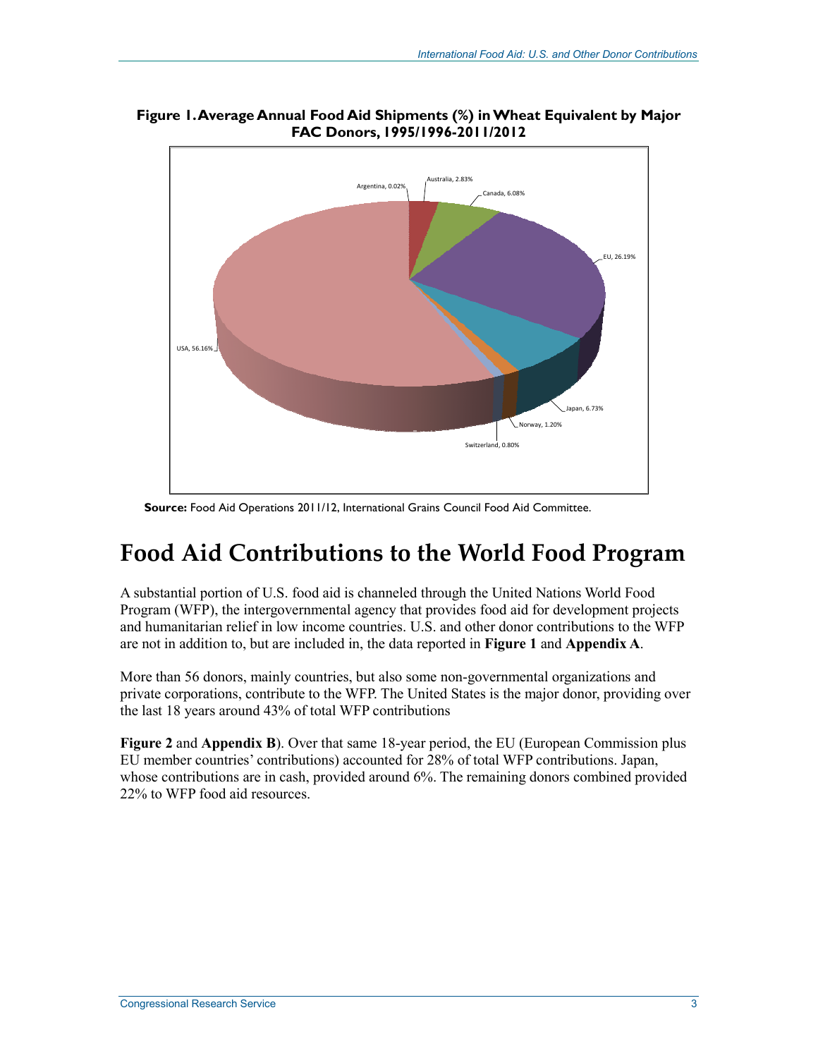**Figure 1. Average Annual Food Aid Shipments (%) in Wheat Equivalent by Major FAC Donors, 1995/1996-2011/2012**

Argentina, 0.02%
Australia, 2.83%
Canada, 6.08%
EU, 26.19%
Japan, 6.73%
Norway, 1.20%
Switzerland, 0.80%
USA, 56.16%

**Source:** Food Aid Operations 2011/12, International Grains Council Food Aid Committee.

# Food Aid Contributions to the World Food Program

A substantial portion of U.S. food aid is channeled through the United Nations World Food Program (WFP), the intergovernmental agency that provides food aid for development projects and humanitarian relief in low income countries. U.S. and other donor contributions to the WFP are not in addition to, but are included in, the data reported in **Figure 1** and **Appendix A**.

More than 56 donors, mainly countries, but also some non-governmental organizations and private corporations, contribute to the WFP. The United States is the major donor, providing over the last 18 years around 43% of total WFP contributions

**Figure 2** and **Appendix B**). Over that same 18-year period, the EU (European Commission plus EU member countries' contributions) accounted for 28% of total WFP contributions. Japan, whose contributions are in cash, provided around 6%. The remaining donors combined provided 22% to WFP food aid resources.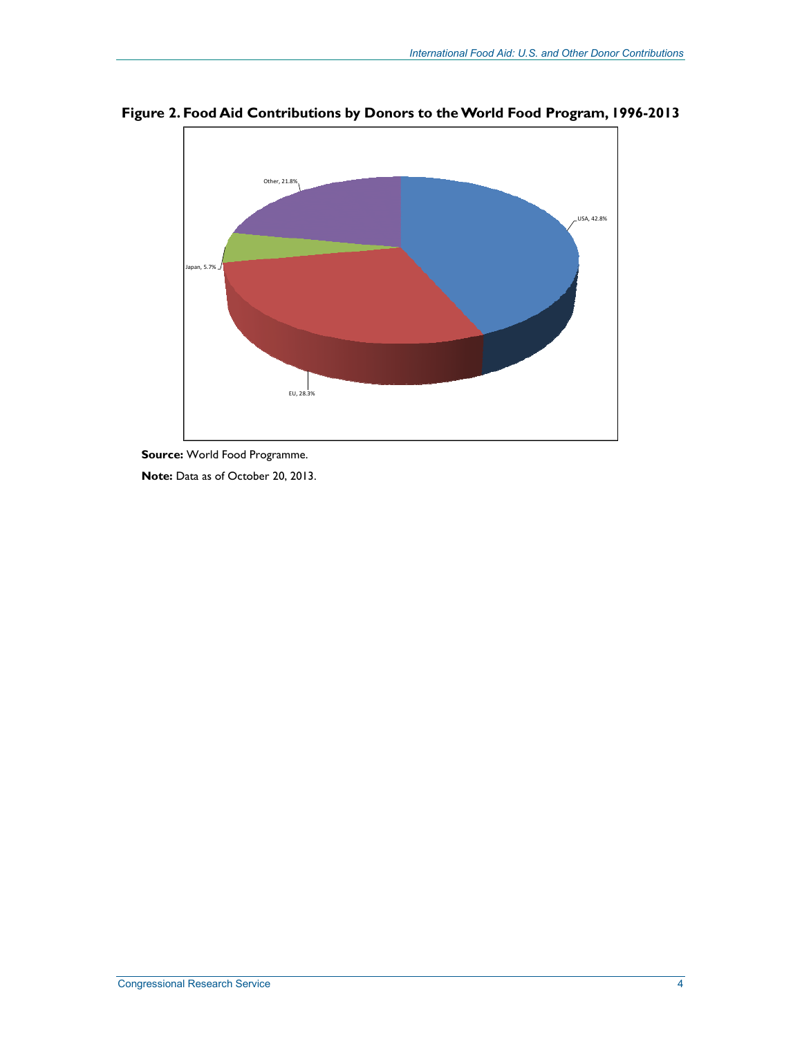**Figure 2. Food Aid Contributions by Donors to the World Food Program, 1996-2013**

Other, 21.8%

USA, 42.8%

Japan, 5.7%

EU, 28.3%

**Source:** World Food Programme.

**Note:** Data as of October 20, 2013.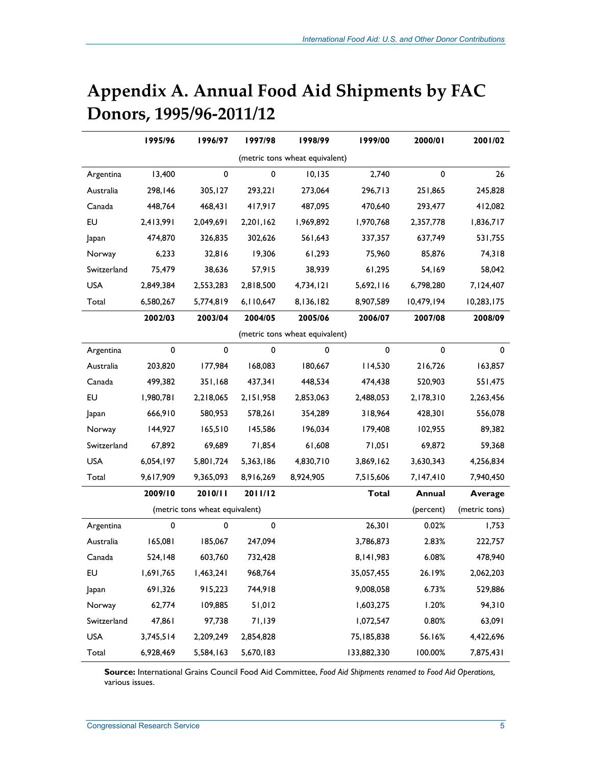# Appendix A. Annual Food Aid Shipments by FAC Donors, 1995/96-2011/12

| | 1995/96 | 1996/97 | 1997/98 | 1998/99 | 1999/00 | 2000/01 | 2001/02 |
|---|---|---|---|---|---|---|---|
| | (metric tons wheat equivalent) | | | | | | |
| Argentina | 13,400 | 0 | 0 | 10,135 | 2,740 | 0 | 26 |
| Australia | 298,146 | 305,127 | 293,221 | 273,064 | 296,713 | 251,865 | 245,828 |
| Canada | 448,764 | 468,431 | 417,917 | 487,095 | 470,640 | 293,477 | 412,082 |
| EU | 2,413,991 | 2,049,691 | 2,201,162 | 1,969,892 | 1,970,768 | 2,357,778 | 1,836,717 |
| Japan | 474,870 | 326,835 | 302,626 | 561,643 | 337,357 | 637,749 | 531,755 |
| Norway | 6,233 | 32,816 | 19,306 | 61,293 | 75,960 | 85,876 | 74,318 |
| Switzerland | 75,479 | 38,636 | 57,915 | 38,939 | 61,295 | 54,169 | 58,042 |
| USA | 2,849,384 | 2,553,283 | 2,818,500 | 4,734,121 | 5,692,116 | 6,798,280 | 7,124,407 |
| Total | 6,580,267 | 5,774,819 | 6,110,647 | 8,136,182 | 8,907,589 | 10,479,194 | 10,283,175 |
| | **2002/03** | **2003/04** | **2004/05** | **2005/06** | **2006/07** | **2007/08** | **2008/09** |
| | (metric tons wheat equivalent) | | | | | | |
| Argentina | 0 | 0 | 0 | 0 | 0 | 0 | 0 |
| Australia | 203,820 | 177,984 | 168,083 | 180,667 | 114,530 | 216,726 | 163,857 |
| Canada | 499,382 | 351,168 | 437,341 | 448,534 | 474,438 | 520,903 | 551,475 |
| EU | 1,980,781 | 2,218,065 | 2,151,958 | 2,853,063 | 2,488,053 | 2,178,310 | 2,263,456 |
| Japan | 666,910 | 580,953 | 578,261 | 354,289 | 318,964 | 428,301 | 556,078 |
| Norway | 144,927 | 165,510 | 145,586 | 196,034 | 179,408 | 102,955 | 89,382 |
| Switzerland | 67,892 | 69,689 | 71,854 | 61,608 | 71,051 | 69,872 | 59,368 |
| USA | 6,054,197 | 5,801,724 | 5,363,186 | 4,830,710 | 3,869,162 | 3,630,343 | 4,256,834 |
| Total | 9,617,909 | 9,365,093 | 8,916,269 | 8,924,905 | 7,515,606 | 7,147,410 | 7,940,450 |
| | **2009/10** | **2010/11** | **2011/12** | | **Total** | **Annual** | **Average** |
| | (metric tons wheat equivalent) | | | | | (percent) | (metric tons) |
| Argentina | 0 | 0 | 0 | | 26,301 | 0.02% | 1,753 |
| Australia | 165,081 | 185,067 | 247,094 | | 3,786,873 | 2.83% | 222,757 |
| Canada | 524,148 | 603,760 | 732,428 | | 8,141,983 | 6.08% | 478,940 |
| EU | 1,691,765 | 1,463,241 | 968,764 | | 35,057,455 | 26.19% | 2,062,203 |
| Japan | 691,326 | 915,223 | 744,918 | | 9,008,058 | 6.73% | 529,886 |
| Norway | 62,774 | 109,885 | 51,012 | | 1,603,275 | 1.20% | 94,310 |
| Switzerland | 47,861 | 97,738 | 71,139 | | 1,072,547 | 0.80% | 63,091 |
| USA | 3,745,514 | 2,209,249 | 2,854,828 | | 75,185,838 | 56.16% | 4,422,696 |
| Total | 6,928,469 | 5,584,163 | 5,670,183 | | 133,882,330 | 100.00% | 7,875,431 |

**Source:** International Grains Council Food Aid Committee, *Food Aid Shipments renamed to Food Aid Operations,* various issues.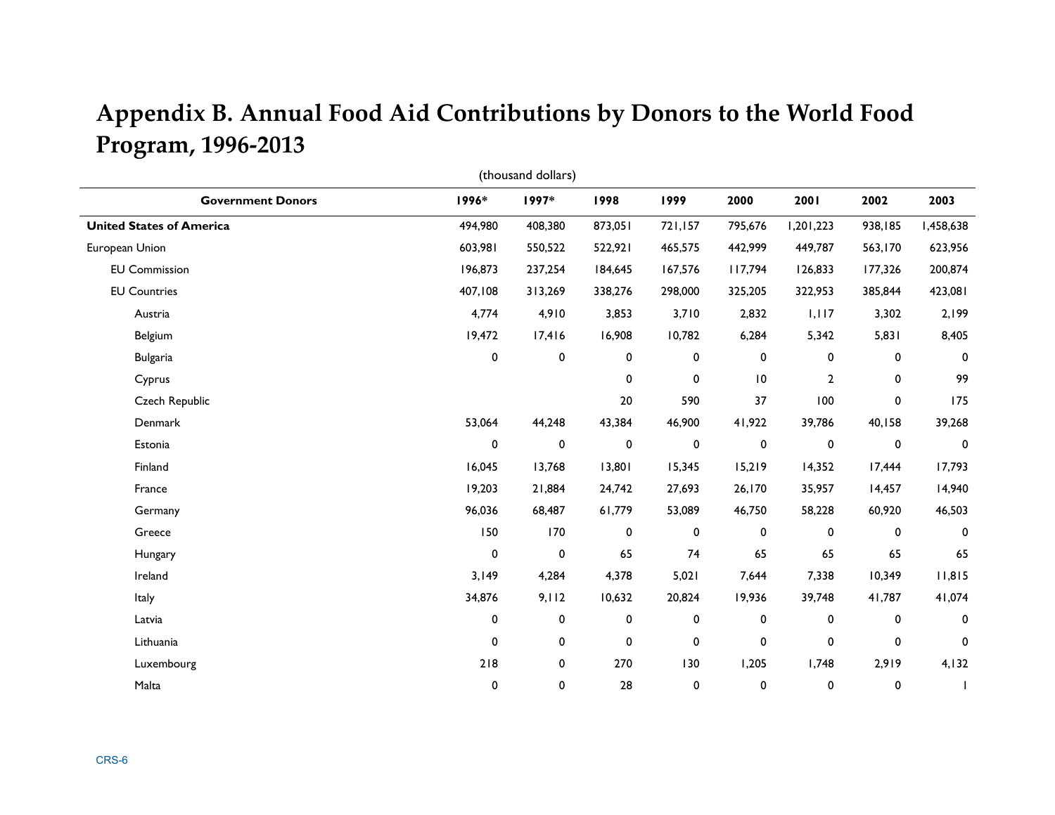# Appendix B. Annual Food Aid Contributions by Donors to the World Food Program, 1996-2013

(thousand dollars)

| Government Donors | 1996* | 1997* | 1998 | 1999 | 2000 | 2001 | 2002 | 2003 |
|---|---|---|---|---|---|---|---|---|
| **United States of America** | 494,980 | 408,380 | 873,051 | 721,157 | 795,676 | 1,201,223 | 938,185 | 1,458,638 |
| European Union | 603,981 | 550,522 | 522,921 | 465,575 | 442,999 | 449,787 | 563,170 | 623,956 |
| EU Commission | 196,873 | 237,254 | 184,645 | 167,576 | 117,794 | 126,833 | 177,326 | 200,874 |
| EU Countries | 407,108 | 313,269 | 338,276 | 298,000 | 325,205 | 322,953 | 385,844 | 423,081 |
| Austria | 4,774 | 4,910 | 3,853 | 3,710 | 2,832 | 1,117 | 3,302 | 2,199 |
| Belgium | 19,472 | 17,416 | 16,908 | 10,782 | 6,284 | 5,342 | 5,831 | 8,405 |
| Bulgaria | 0 | 0 | 0 | 0 | 0 | 0 | 0 | 0 |
| Cyprus | | | 0 | 0 | 10 | 2 | 0 | 99 |
| Czech Republic | | | 20 | 590 | 37 | 100 | 0 | 175 |
| Denmark | 53,064 | 44,248 | 43,384 | 46,900 | 41,922 | 39,786 | 40,158 | 39,268 |
| Estonia | 0 | 0 | 0 | 0 | 0 | 0 | 0 | 0 |
| Finland | 16,045 | 13,768 | 13,801 | 15,345 | 15,219 | 14,352 | 17,444 | 17,793 |
| France | 19,203 | 21,884 | 24,742 | 27,693 | 26,170 | 35,957 | 14,457 | 14,940 |
| Germany | 96,036 | 68,487 | 61,779 | 53,089 | 46,750 | 58,228 | 60,920 | 46,503 |
| Greece | 150 | 170 | 0 | 0 | 0 | 0 | 0 | 0 |
| Hungary | 0 | 0 | 65 | 74 | 65 | 65 | 65 | 65 |
| Ireland | 3,149 | 4,284 | 4,378 | 5,021 | 7,644 | 7,338 | 10,349 | 11,815 |
| Italy | 34,876 | 9,112 | 10,632 | 20,824 | 19,936 | 39,748 | 41,787 | 41,074 |
| Latvia | 0 | 0 | 0 | 0 | 0 | 0 | 0 | 0 |
| Lithuania | 0 | 0 | 0 | 0 | 0 | 0 | 0 | 0 |
| Luxembourg | 218 | 0 | 270 | 130 | 1,205 | 1,748 | 2,919 | 4,132 |
| Malta | 0 | 0 | 28 | 0 | 0 | 0 | 0 | 1 |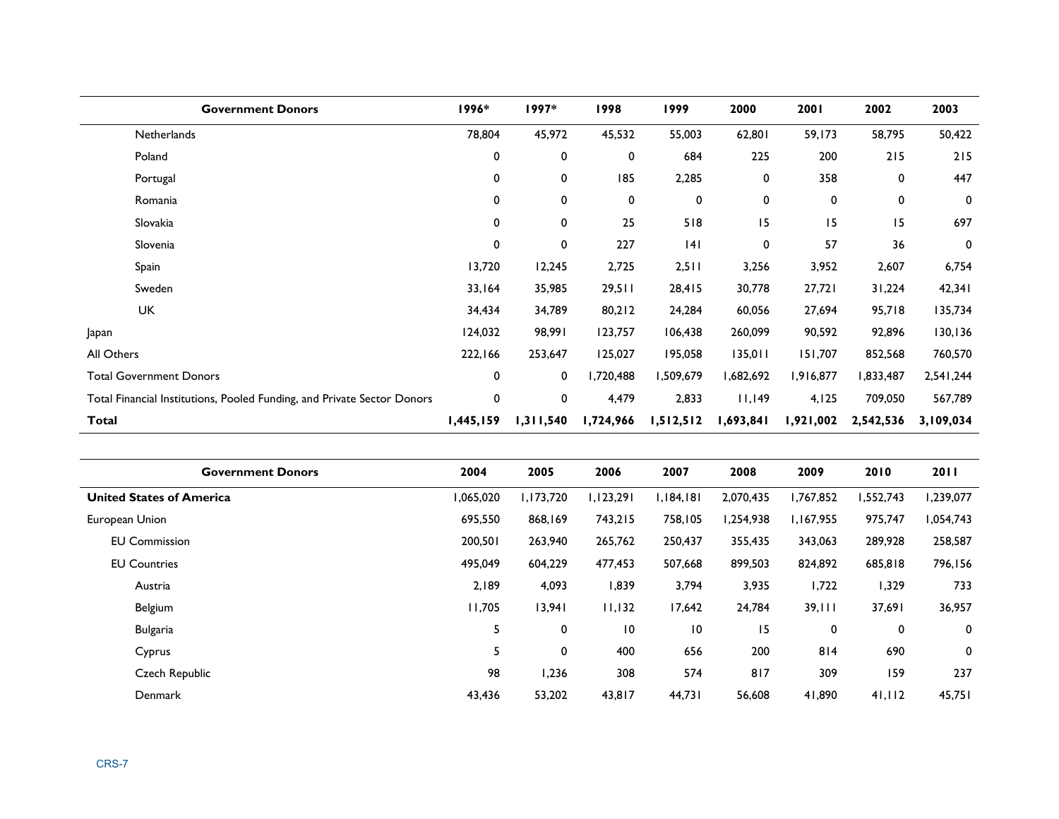| Government Donors | 1996* | 1997* | 1998 | 1999 | 2000 | 2001 | 2002 | 2003 |
|---|---|---|---|---|---|---|---|---|
| Netherlands | 78,804 | 45,972 | 45,532 | 55,003 | 62,801 | 59,173 | 58,795 | 50,422 |
| Poland | 0 | 0 | 0 | 684 | 225 | 200 | 215 | 215 |
| Portugal | 0 | 0 | 185 | 2,285 | 0 | 358 | 0 | 447 |
| Romania | 0 | 0 | 0 | 0 | 0 | 0 | 0 | 0 |
| Slovakia | 0 | 0 | 25 | 518 | 15 | 15 | 15 | 697 |
| Slovenia | 0 | 0 | 227 | 141 | 0 | 57 | 36 | 0 |
| Spain | 13,720 | 12,245 | 2,725 | 2,511 | 3,256 | 3,952 | 2,607 | 6,754 |
| Sweden | 33,164 | 35,985 | 29,511 | 28,415 | 30,778 | 27,721 | 31,224 | 42,341 |
| UK | 34,434 | 34,789 | 80,212 | 24,284 | 60,056 | 27,694 | 95,718 | 135,734 |
| Japan | 124,032 | 98,991 | 123,757 | 106,438 | 260,099 | 90,592 | 92,896 | 130,136 |
| All Others | 222,166 | 253,647 | 125,027 | 195,058 | 135,011 | 151,707 | 852,568 | 760,570 |
| Total Government Donors | 0 | 0 | 1,720,488 | 1,509,679 | 1,682,692 | 1,916,877 | 1,833,487 | 2,541,244 |
| Total Financial Institutions, Pooled Funding, and Private Sector Donors | 0 | 0 | 4,479 | 2,833 | 11,149 | 4,125 | 709,050 | 567,789 |
| **Total** | **1,445,159** | **1,311,540** | **1,724,966** | **1,512,512** | **1,693,841** | **1,921,002** | **2,542,536** | **3,109,034** |

| Government Donors | 2004 | 2005 | 2006 | 2007 | 2008 | 2009 | 2010 | 2011 |
|---|---|---|---|---|---|---|---|---|
| **United States of America** | 1,065,020 | 1,173,720 | 1,123,291 | 1,184,181 | 2,070,435 | 1,767,852 | 1,552,743 | 1,239,077 |
| European Union | 695,550 | 868,169 | 743,215 | 758,105 | 1,254,938 | 1,167,955 | 975,747 | 1,054,743 |
| EU Commission | 200,501 | 263,940 | 265,762 | 250,437 | 355,435 | 343,063 | 289,928 | 258,587 |
| EU Countries | 495,049 | 604,229 | 477,453 | 507,668 | 899,503 | 824,892 | 685,818 | 796,156 |
| Austria | 2,189 | 4,093 | 1,839 | 3,794 | 3,935 | 1,722 | 1,329 | 733 |
| Belgium | 11,705 | 13,941 | 11,132 | 17,642 | 24,784 | 39,111 | 37,691 | 36,957 |
| Bulgaria | 5 | 0 | 10 | 10 | 15 | 0 | 0 | 0 |
| Cyprus | 5 | 0 | 400 | 656 | 200 | 814 | 690 | 0 |
| Czech Republic | 98 | 1,236 | 308 | 574 | 817 | 309 | 159 | 237 |
| Denmark | 43,436 | 53,202 | 43,817 | 44,731 | 56,608 | 41,890 | 41,112 | 45,751 |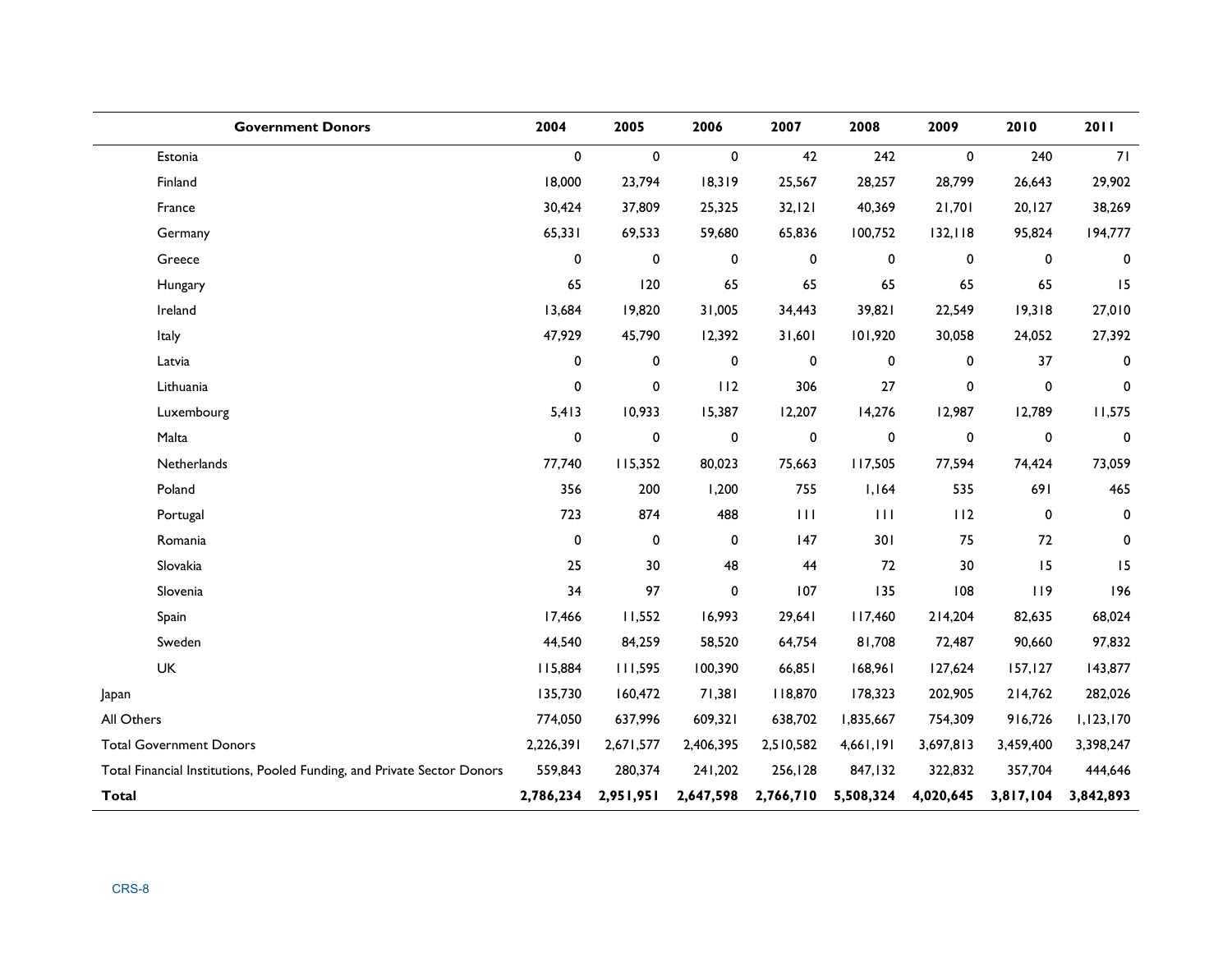| Government Donors | 2004 | 2005 | 2006 | 2007 | 2008 | 2009 | 2010 | 2011 |
|---|---|---|---|---|---|---|---|---|
| Estonia | 0 | 0 | 0 | 42 | 242 | 0 | 240 | 71 |
| Finland | 18,000 | 23,794 | 18,319 | 25,567 | 28,257 | 28,799 | 26,643 | 29,902 |
| France | 30,424 | 37,809 | 25,325 | 32,121 | 40,369 | 21,701 | 20,127 | 38,269 |
| Germany | 65,331 | 69,533 | 59,680 | 65,836 | 100,752 | 132,118 | 95,824 | 194,777 |
| Greece | 0 | 0 | 0 | 0 | 0 | 0 | 0 | 0 |
| Hungary | 65 | 120 | 65 | 65 | 65 | 65 | 65 | 15 |
| Ireland | 13,684 | 19,820 | 31,005 | 34,443 | 39,821 | 22,549 | 19,318 | 27,010 |
| Italy | 47,929 | 45,790 | 12,392 | 31,601 | 101,920 | 30,058 | 24,052 | 27,392 |
| Latvia | 0 | 0 | 0 | 0 | 0 | 0 | 37 | 0 |
| Lithuania | 0 | 0 | 112 | 306 | 27 | 0 | 0 | 0 |
| Luxembourg | 5,413 | 10,933 | 15,387 | 12,207 | 14,276 | 12,987 | 12,789 | 11,575 |
| Malta | 0 | 0 | 0 | 0 | 0 | 0 | 0 | 0 |
| Netherlands | 77,740 | 115,352 | 80,023 | 75,663 | 117,505 | 77,594 | 74,424 | 73,059 |
| Poland | 356 | 200 | 1,200 | 755 | 1,164 | 535 | 691 | 465 |
| Portugal | 723 | 874 | 488 | 111 | 111 | 112 | 0 | 0 |
| Romania | 0 | 0 | 0 | 147 | 301 | 75 | 72 | 0 |
| Slovakia | 25 | 30 | 48 | 44 | 72 | 30 | 15 | 15 |
| Slovenia | 34 | 97 | 0 | 107 | 135 | 108 | 119 | 196 |
| Spain | 17,466 | 11,552 | 16,993 | 29,641 | 117,460 | 214,204 | 82,635 | 68,024 |
| Sweden | 44,540 | 84,259 | 58,520 | 64,754 | 81,708 | 72,487 | 90,660 | 97,832 |
| UK | 115,884 | 111,595 | 100,390 | 66,851 | 168,961 | 127,624 | 157,127 | 143,877 |
| Japan | 135,730 | 160,472 | 71,381 | 118,870 | 178,323 | 202,905 | 214,762 | 282,026 |
| All Others | 774,050 | 637,996 | 609,321 | 638,702 | 1,835,667 | 754,309 | 916,726 | 1,123,170 |
| Total Government Donors | 2,226,391 | 2,671,577 | 2,406,395 | 2,510,582 | 4,661,191 | 3,697,813 | 3,459,400 | 3,398,247 |
| Total Financial Institutions, Pooled Funding, and Private Sector Donors | 559,843 | 280,374 | 241,202 | 256,128 | 847,132 | 322,832 | 357,704 | 444,646 |
| **Total** | **2,786,234** | **2,951,951** | **2,647,598** | **2,766,710** | **5,508,324** | **4,020,645** | **3,817,104** | **3,842,893** |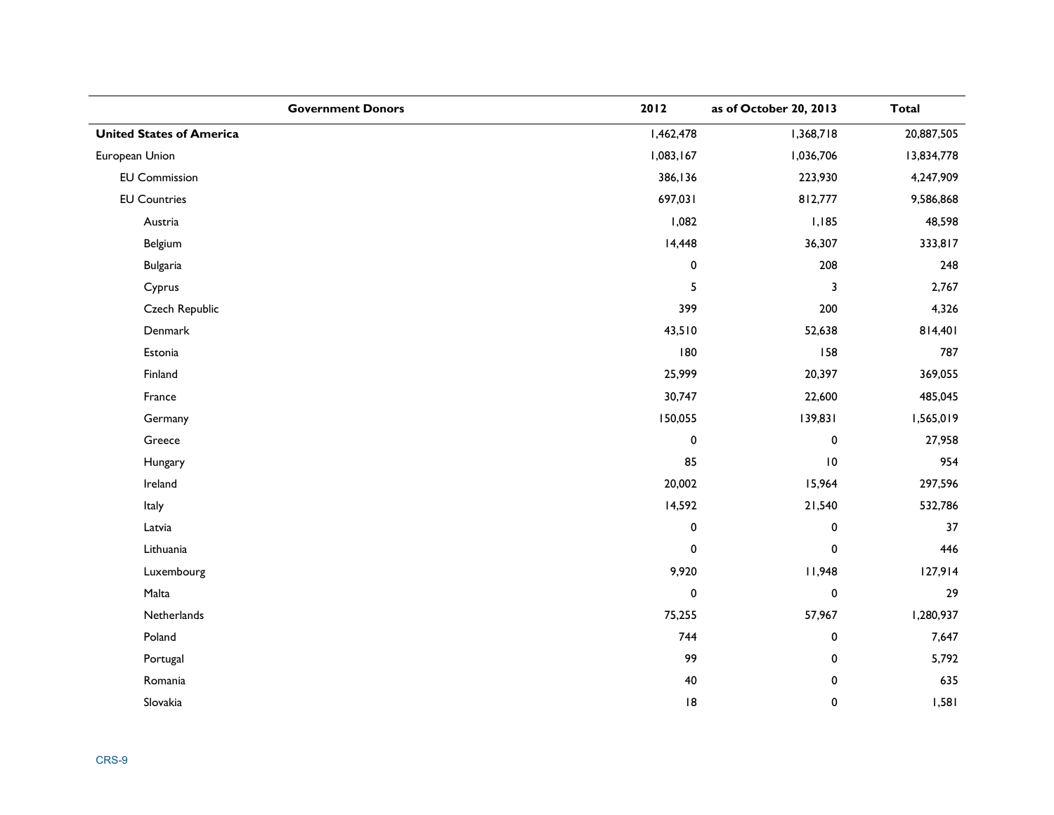| Government Donors | 2012 | as of October 20, 2013 | Total |
|---|---|---|---|
| **United States of America** | 1,462,478 | 1,368,718 | 20,887,505 |
| European Union | 1,083,167 | 1,036,706 | 13,834,778 |
| EU Commission | 386,136 | 223,930 | 4,247,909 |
| EU Countries | 697,031 | 812,777 | 9,586,868 |
| Austria | 1,082 | 1,185 | 48,598 |
| Belgium | 14,448 | 36,307 | 333,817 |
| Bulgaria | 0 | 208 | 248 |
| Cyprus | 5 | 3 | 2,767 |
| Czech Republic | 399 | 200 | 4,326 |
| Denmark | 43,510 | 52,638 | 814,401 |
| Estonia | 180 | 158 | 787 |
| Finland | 25,999 | 20,397 | 369,055 |
| France | 30,747 | 22,600 | 485,045 |
| Germany | 150,055 | 139,831 | 1,565,019 |
| Greece | 0 | 0 | 27,958 |
| Hungary | 85 | 10 | 954 |
| Ireland | 20,002 | 15,964 | 297,596 |
| Italy | 14,592 | 21,540 | 532,786 |
| Latvia | 0 | 0 | 37 |
| Lithuania | 0 | 0 | 446 |
| Luxembourg | 9,920 | 11,948 | 127,914 |
| Malta | 0 | 0 | 29 |
| Netherlands | 75,255 | 57,967 | 1,280,937 |
| Poland | 744 | 0 | 7,647 |
| Portugal | 99 | 0 | 5,792 |
| Romania | 40 | 0 | 635 |
| Slovakia | 18 | 0 | 1,581 |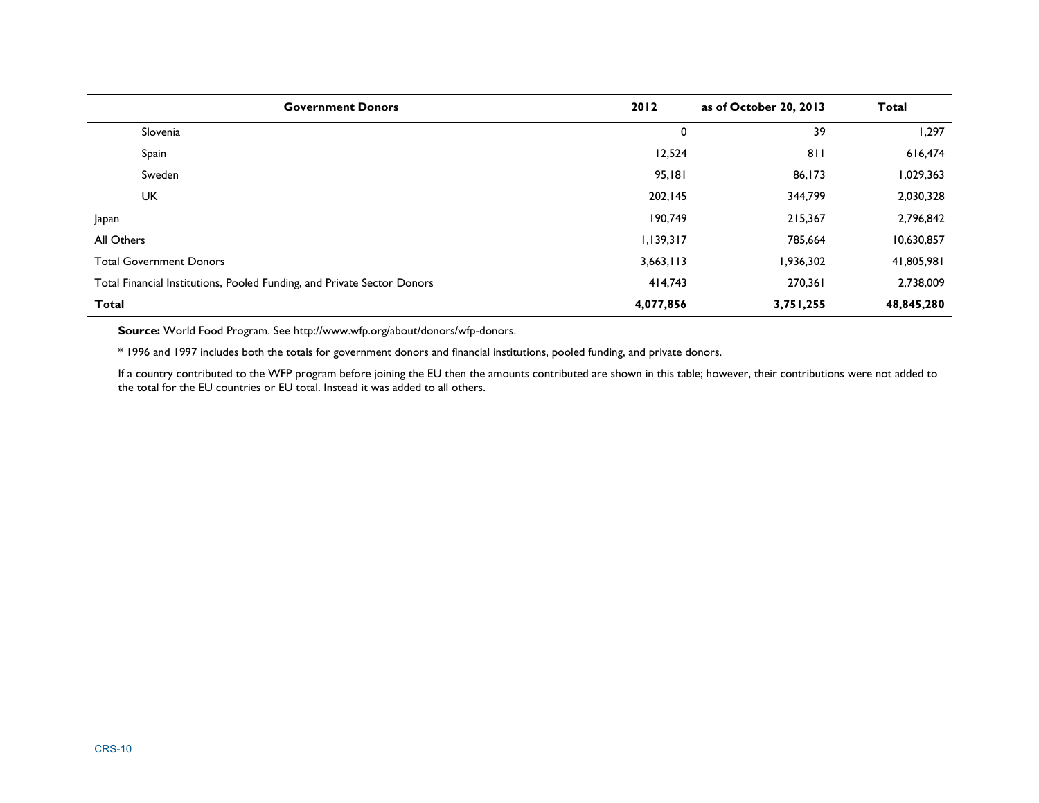| Government Donors | 2012 | as of October 20, 2013 | Total |
|---|---|---|---|
| Slovenia | 0 | 39 | 1,297 |
| Spain | 12,524 | 811 | 616,474 |
| Sweden | 95,181 | 86,173 | 1,029,363 |
| UK | 202,145 | 344,799 | 2,030,328 |
| Japan | 190,749 | 215,367 | 2,796,842 |
| All Others | 1,139,317 | 785,664 | 10,630,857 |
| Total Government Donors | 3,663,113 | 1,936,302 | 41,805,981 |
| Total Financial Institutions, Pooled Funding, and Private Sector Donors | 414,743 | 270,361 | 2,738,009 |
| **Total** | **4,077,856** | **3,751,255** | **48,845,280** |

**Source:** World Food Program. See http://www.wfp.org/about/donors/wfp-donors.

* 1996 and 1997 includes both the totals for government donors and financial institutions, pooled funding, and private donors.

If a country contributed to the WFP program before joining the EU then the amounts contributed are shown in this table; however, their contributions were not added to the total for the EU countries or EU total. Instead it was added to all others.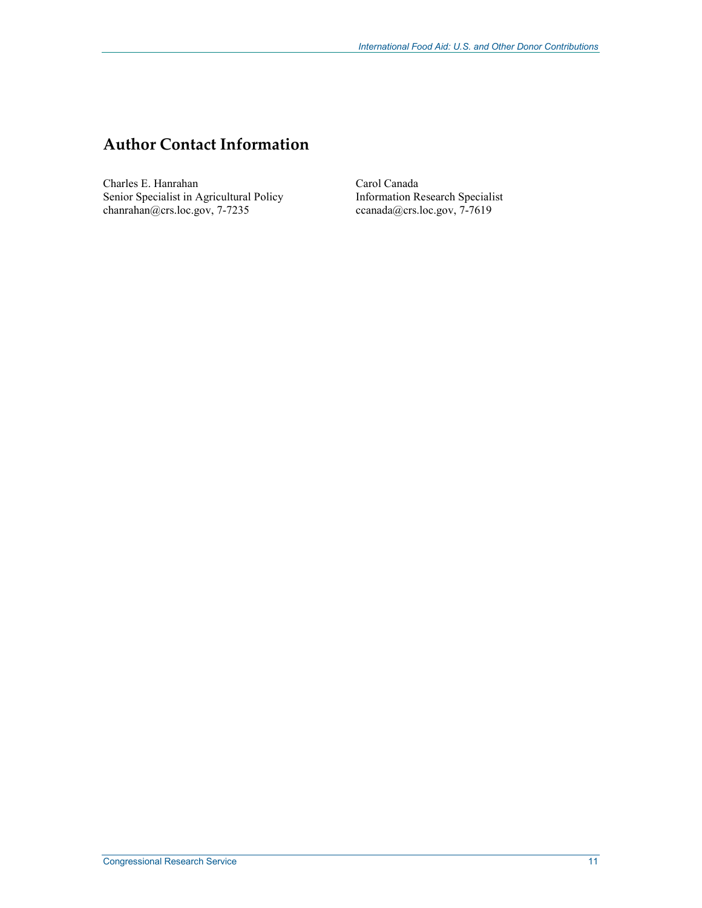## Author Contact Information

Charles E. Hanrahan
Senior Specialist in Agricultural Policy
chanrahan@crs.loc.gov, 7-7235

Carol Canada
Information Research Specialist
ccanada@crs.loc.gov, 7-7619